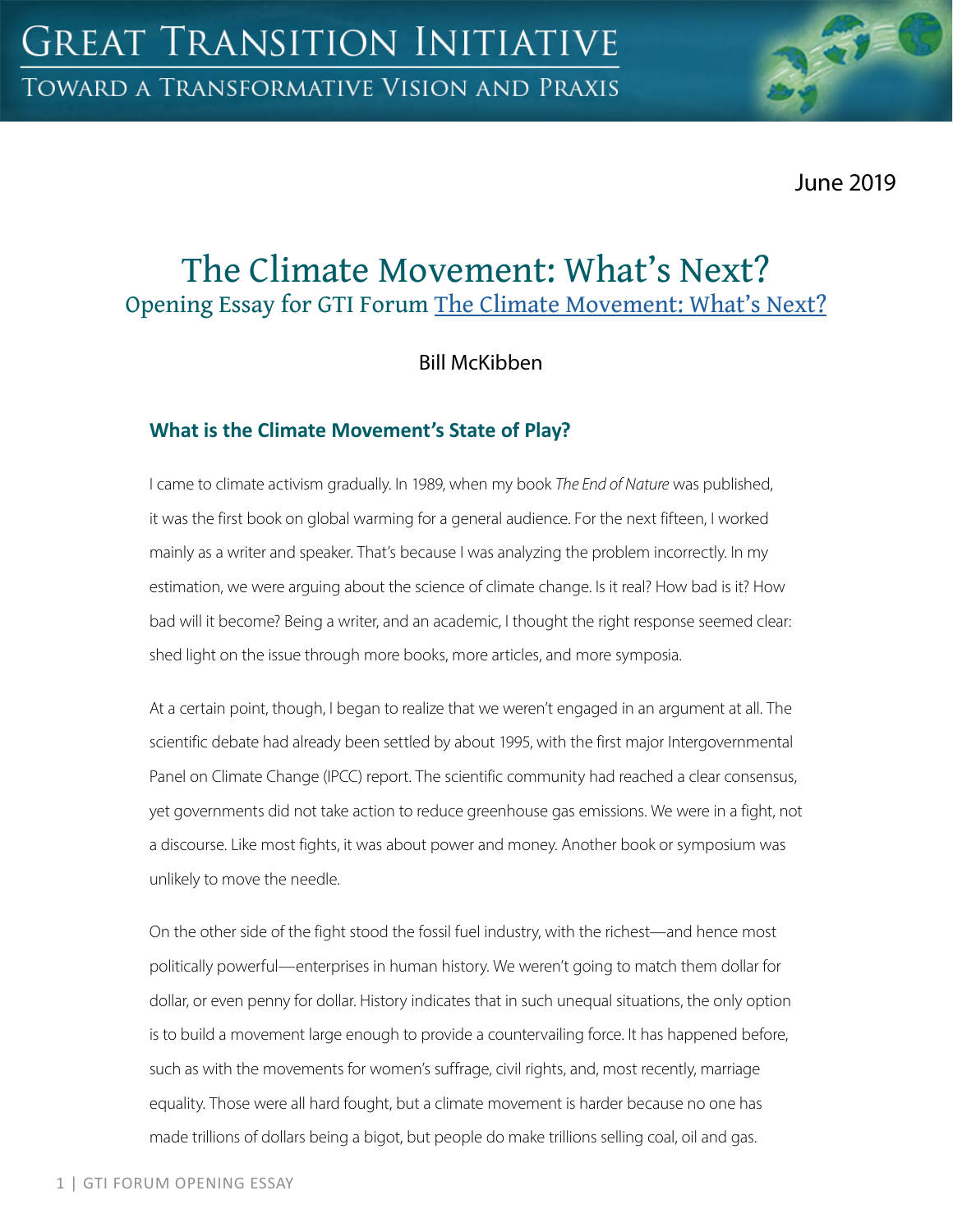# GREAT TRANSITION INITIATIVE

TOWARD A TRANSFORMATIVE VISION AND PRAXIS

June 2019

# The Climate Movement: What's Next?

## Opening Essay for GTI Forum [The Climate Movement: What's Next?]

Bill McKibben

### What is the Climate Movement's State of Play?

I came to climate activism gradually. In 1989, when my book *The End of Nature* was published, it was the first book on global warming for a general audience. For the next fifteen, I worked mainly as a writer and speaker. That's because I was analyzing the problem incorrectly. In my estimation, we were arguing about the science of climate change. Is it real? How bad is it? How bad will it become? Being a writer, and an academic, I thought the right response seemed clear: shed light on the issue through more books, more articles, and more symposia.

At a certain point, though, I began to realize that we weren't engaged in an argument at all. The scientific debate had already been settled by about 1995, with the first major Intergovernmental Panel on Climate Change (IPCC) report. The scientific community had reached a clear consensus, yet governments did not take action to reduce greenhouse gas emissions. We were in a fight, not a discourse. Like most fights, it was about power and money. Another book or symposium was unlikely to move the needle.

On the other side of the fight stood the fossil fuel industry, with the richest—and hence most politically powerful—enterprises in human history. We weren't going to match them dollar for dollar, or even penny for dollar. History indicates that in such unequal situations, the only option is to build a movement large enough to provide a countervailing force. It has happened before, such as with the movements for women's suffrage, civil rights, and, most recently, marriage equality. Those were all hard fought, but a climate movement is harder because no one has made trillions of dollars being a bigot, but people do make trillions selling coal, oil and gas.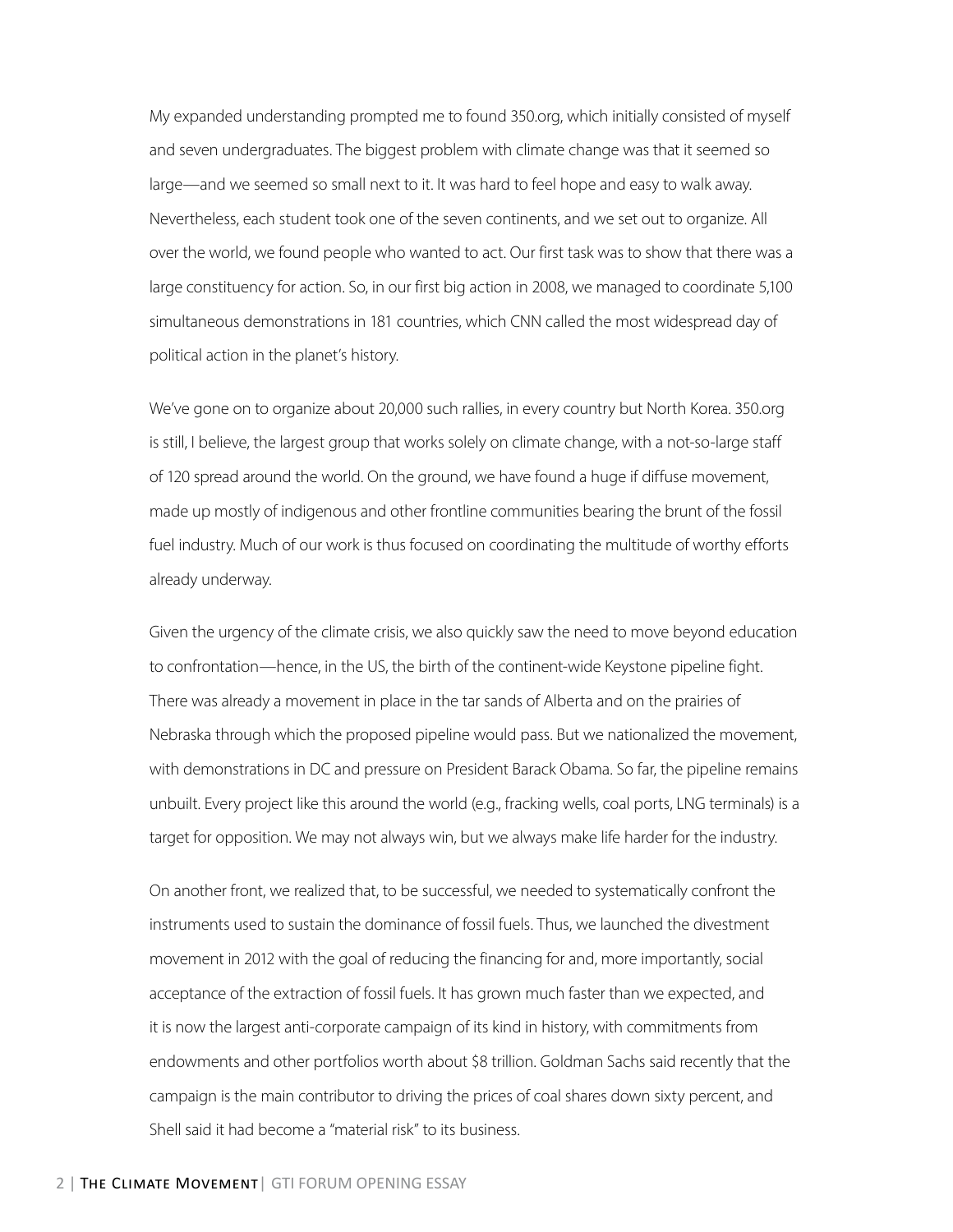My expanded understanding prompted me to found 350.org, which initially consisted of myself and seven undergraduates. The biggest problem with climate change was that it seemed so large—and we seemed so small next to it. It was hard to feel hope and easy to walk away. Nevertheless, each student took one of the seven continents, and we set out to organize. All over the world, we found people who wanted to act. Our first task was to show that there was a large constituency for action. So, in our first big action in 2008, we managed to coordinate 5,100 simultaneous demonstrations in 181 countries, which CNN called the most widespread day of political action in the planet's history.

We've gone on to organize about 20,000 such rallies, in every country but North Korea. 350.org is still, I believe, the largest group that works solely on climate change, with a not-so-large staff of 120 spread around the world. On the ground, we have found a huge if diffuse movement, made up mostly of indigenous and other frontline communities bearing the brunt of the fossil fuel industry. Much of our work is thus focused on coordinating the multitude of worthy efforts already underway.

Given the urgency of the climate crisis, we also quickly saw the need to move beyond education to confrontation—hence, in the US, the birth of the continent-wide Keystone pipeline fight. There was already a movement in place in the tar sands of Alberta and on the prairies of Nebraska through which the proposed pipeline would pass. But we nationalized the movement, with demonstrations in DC and pressure on President Barack Obama. So far, the pipeline remains unbuilt. Every project like this around the world (e.g., fracking wells, coal ports, LNG terminals) is a target for opposition. We may not always win, but we always make life harder for the industry.

On another front, we realized that, to be successful, we needed to systematically confront the instruments used to sustain the dominance of fossil fuels. Thus, we launched the divestment movement in 2012 with the goal of reducing the financing for and, more importantly, social acceptance of the extraction of fossil fuels. It has grown much faster than we expected, and it is now the largest anti-corporate campaign of its kind in history, with commitments from endowments and other portfolios worth about $8 trillion. Goldman Sachs said recently that the campaign is the main contributor to driving the prices of coal shares down sixty percent, and Shell said it had become a "material risk" to its business.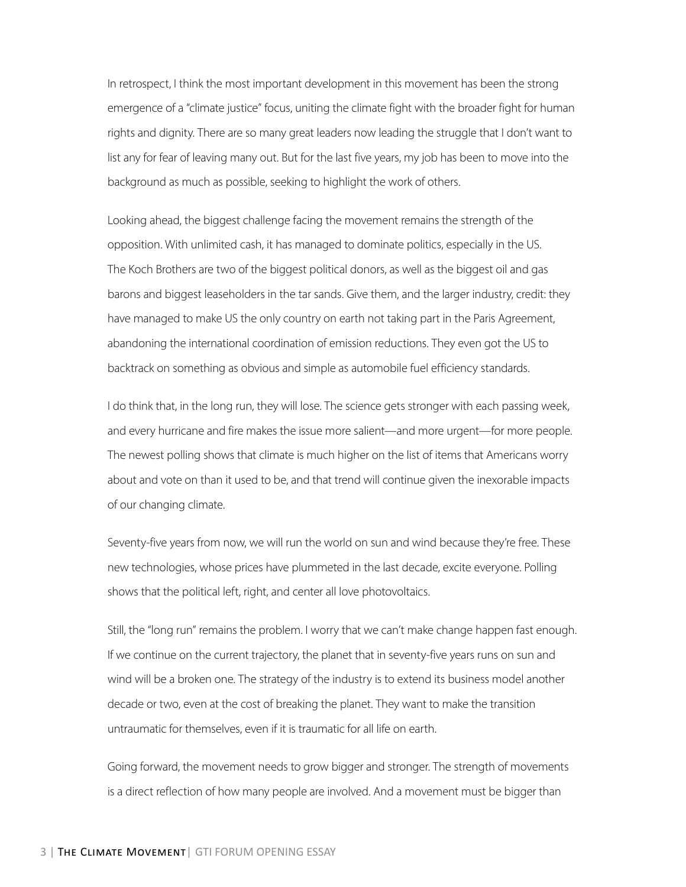In retrospect, I think the most important development in this movement has been the strong emergence of a "climate justice" focus, uniting the climate fight with the broader fight for human rights and dignity. There are so many great leaders now leading the struggle that I don't want to list any for fear of leaving many out. But for the last five years, my job has been to move into the background as much as possible, seeking to highlight the work of others.

Looking ahead, the biggest challenge facing the movement remains the strength of the opposition. With unlimited cash, it has managed to dominate politics, especially in the US. The Koch Brothers are two of the biggest political donors, as well as the biggest oil and gas barons and biggest leaseholders in the tar sands. Give them, and the larger industry, credit: they have managed to make US the only country on earth not taking part in the Paris Agreement, abandoning the international coordination of emission reductions. They even got the US to backtrack on something as obvious and simple as automobile fuel efficiency standards.

I do think that, in the long run, they will lose. The science gets stronger with each passing week, and every hurricane and fire makes the issue more salient—and more urgent—for more people. The newest polling shows that climate is much higher on the list of items that Americans worry about and vote on than it used to be, and that trend will continue given the inexorable impacts of our changing climate.

Seventy-five years from now, we will run the world on sun and wind because they're free. These new technologies, whose prices have plummeted in the last decade, excite everyone. Polling shows that the political left, right, and center all love photovoltaics.

Still, the "long run" remains the problem. I worry that we can't make change happen fast enough. If we continue on the current trajectory, the planet that in seventy-five years runs on sun and wind will be a broken one. The strategy of the industry is to extend its business model another decade or two, even at the cost of breaking the planet. They want to make the transition untraumatic for themselves, even if it is traumatic for all life on earth.

Going forward, the movement needs to grow bigger and stronger. The strength of movements is a direct reflection of how many people are involved. And a movement must be bigger than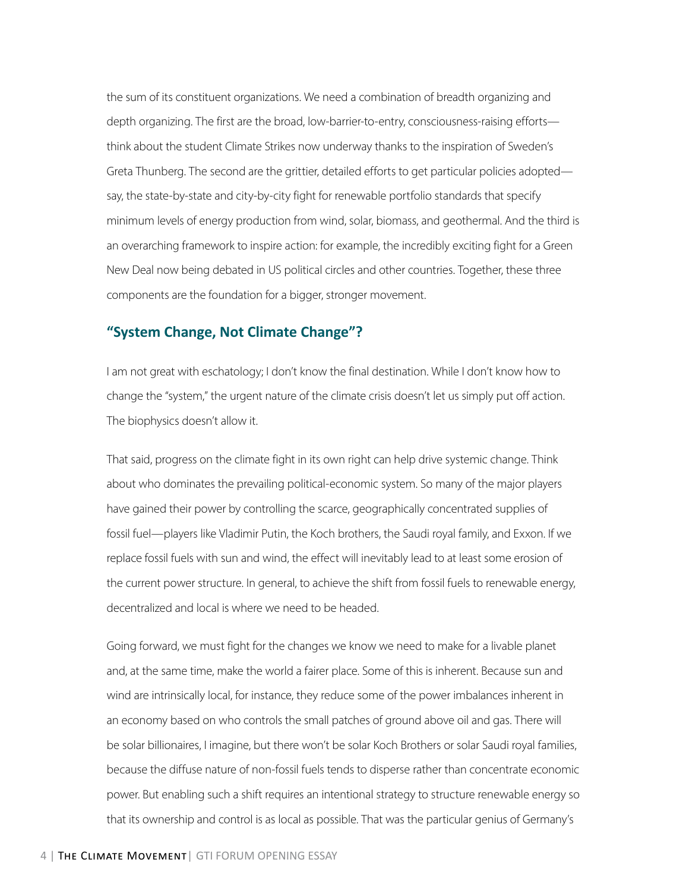the sum of its constituent organizations. We need a combination of breadth organizing and depth organizing. The first are the broad, low-barrier-to-entry, consciousness-raising efforts—think about the student Climate Strikes now underway thanks to the inspiration of Sweden's Greta Thunberg. The second are the grittier, detailed efforts to get particular policies adopted—say, the state-by-state and city-by-city fight for renewable portfolio standards that specify minimum levels of energy production from wind, solar, biomass, and geothermal. And the third is an overarching framework to inspire action: for example, the incredibly exciting fight for a Green New Deal now being debated in US political circles and other countries. Together, these three components are the foundation for a bigger, stronger movement.

## "System Change, Not Climate Change"?

I am not great with eschatology; I don't know the final destination. While I don't know how to change the "system," the urgent nature of the climate crisis doesn't let us simply put off action. The biophysics doesn't allow it.

That said, progress on the climate fight in its own right can help drive systemic change. Think about who dominates the prevailing political-economic system. So many of the major players have gained their power by controlling the scarce, geographically concentrated supplies of fossil fuel—players like Vladimir Putin, the Koch brothers, the Saudi royal family, and Exxon. If we replace fossil fuels with sun and wind, the effect will inevitably lead to at least some erosion of the current power structure. In general, to achieve the shift from fossil fuels to renewable energy, decentralized and local is where we need to be headed.

Going forward, we must fight for the changes we know we need to make for a livable planet and, at the same time, make the world a fairer place. Some of this is inherent. Because sun and wind are intrinsically local, for instance, they reduce some of the power imbalances inherent in an economy based on who controls the small patches of ground above oil and gas. There will be solar billionaires, I imagine, but there won't be solar Koch Brothers or solar Saudi royal families, because the diffuse nature of non-fossil fuels tends to disperse rather than concentrate economic power. But enabling such a shift requires an intentional strategy to structure renewable energy so that its ownership and control is as local as possible. That was the particular genius of Germany's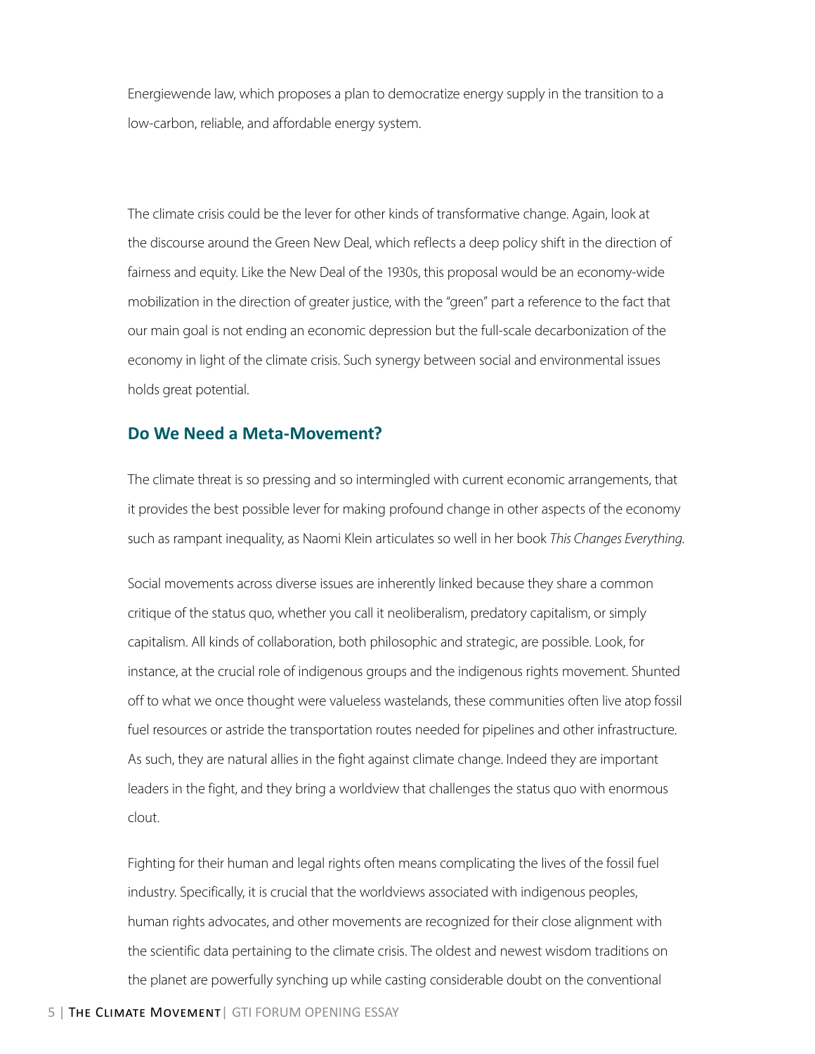Energiewende law, which proposes a plan to democratize energy supply in the transition to a low-carbon, reliable, and affordable energy system.

The climate crisis could be the lever for other kinds of transformative change. Again, look at the discourse around the Green New Deal, which reflects a deep policy shift in the direction of fairness and equity. Like the New Deal of the 1930s, this proposal would be an economy-wide mobilization in the direction of greater justice, with the "green" part a reference to the fact that our main goal is not ending an economic depression but the full-scale decarbonization of the economy in light of the climate crisis. Such synergy between social and environmental issues holds great potential.

## Do We Need a Meta-Movement?

The climate threat is so pressing and so intermingled with current economic arrangements, that it provides the best possible lever for making profound change in other aspects of the economy such as rampant inequality, as Naomi Klein articulates so well in her book *This Changes Everything*.

Social movements across diverse issues are inherently linked because they share a common critique of the status quo, whether you call it neoliberalism, predatory capitalism, or simply capitalism. All kinds of collaboration, both philosophic and strategic, are possible. Look, for instance, at the crucial role of indigenous groups and the indigenous rights movement. Shunted off to what we once thought were valueless wastelands, these communities often live atop fossil fuel resources or astride the transportation routes needed for pipelines and other infrastructure. As such, they are natural allies in the fight against climate change. Indeed they are important leaders in the fight, and they bring a worldview that challenges the status quo with enormous clout.

Fighting for their human and legal rights often means complicating the lives of the fossil fuel industry. Specifically, it is crucial that the worldviews associated with indigenous peoples, human rights advocates, and other movements are recognized for their close alignment with the scientific data pertaining to the climate crisis. The oldest and newest wisdom traditions on the planet are powerfully synching up while casting considerable doubt on the conventional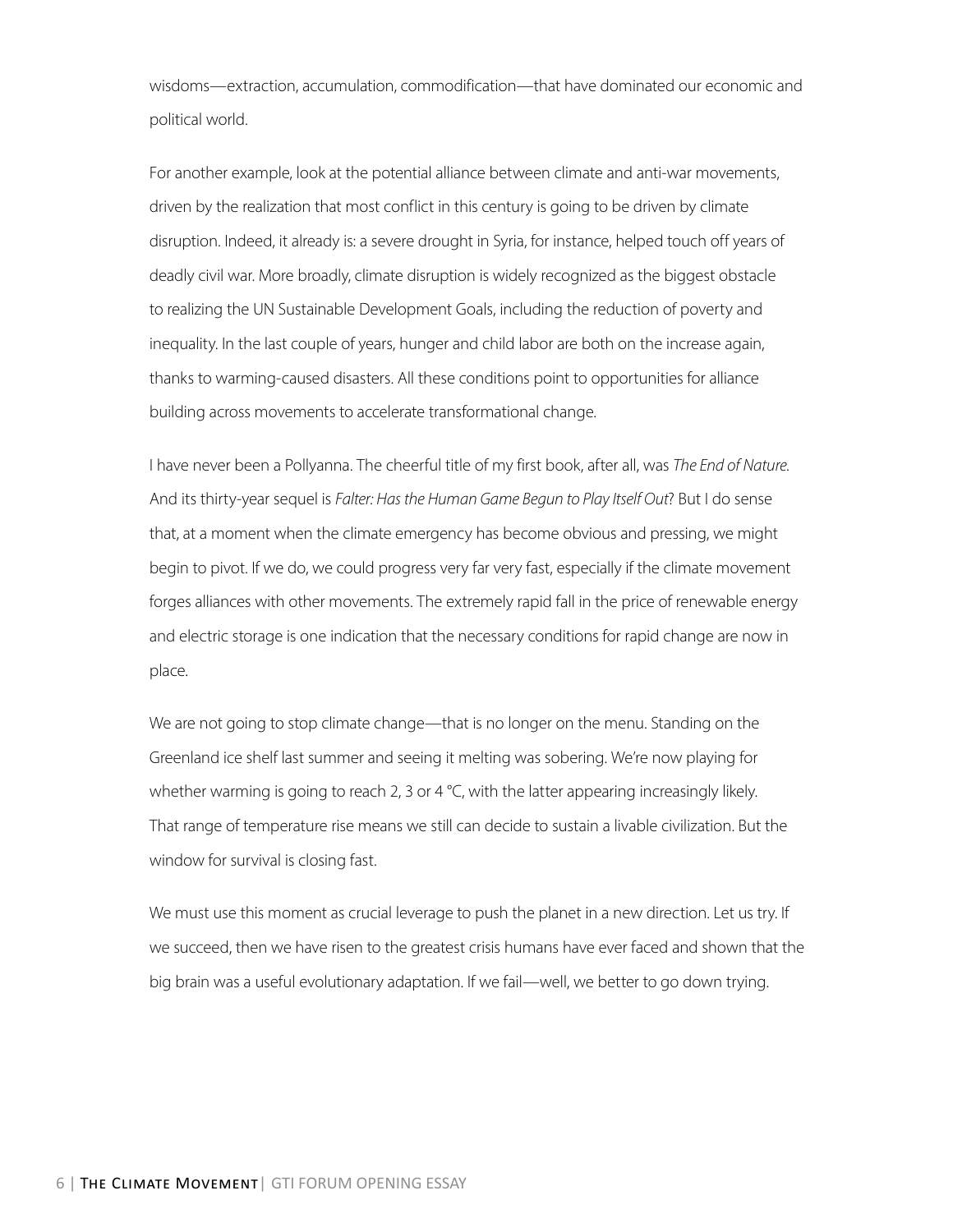wisdoms—extraction, accumulation, commodification—that have dominated our economic and political world.

For another example, look at the potential alliance between climate and anti-war movements, driven by the realization that most conflict in this century is going to be driven by climate disruption. Indeed, it already is: a severe drought in Syria, for instance, helped touch off years of deadly civil war. More broadly, climate disruption is widely recognized as the biggest obstacle to realizing the UN Sustainable Development Goals, including the reduction of poverty and inequality. In the last couple of years, hunger and child labor are both on the increase again, thanks to warming-caused disasters. All these conditions point to opportunities for alliance building across movements to accelerate transformational change.

I have never been a Pollyanna. The cheerful title of my first book, after all, was *The End of Nature*. And its thirty-year sequel is *Falter: Has the Human Game Begun to Play Itself Out*? But I do sense that, at a moment when the climate emergency has become obvious and pressing, we might begin to pivot. If we do, we could progress very far very fast, especially if the climate movement forges alliances with other movements. The extremely rapid fall in the price of renewable energy and electric storage is one indication that the necessary conditions for rapid change are now in place.

We are not going to stop climate change—that is no longer on the menu. Standing on the Greenland ice shelf last summer and seeing it melting was sobering. We're now playing for whether warming is going to reach 2, 3 or 4 °C, with the latter appearing increasingly likely. That range of temperature rise means we still can decide to sustain a livable civilization. But the window for survival is closing fast.

We must use this moment as crucial leverage to push the planet in a new direction. Let us try. If we succeed, then we have risen to the greatest crisis humans have ever faced and shown that the big brain was a useful evolutionary adaptation. If we fail—well, we better to go down trying.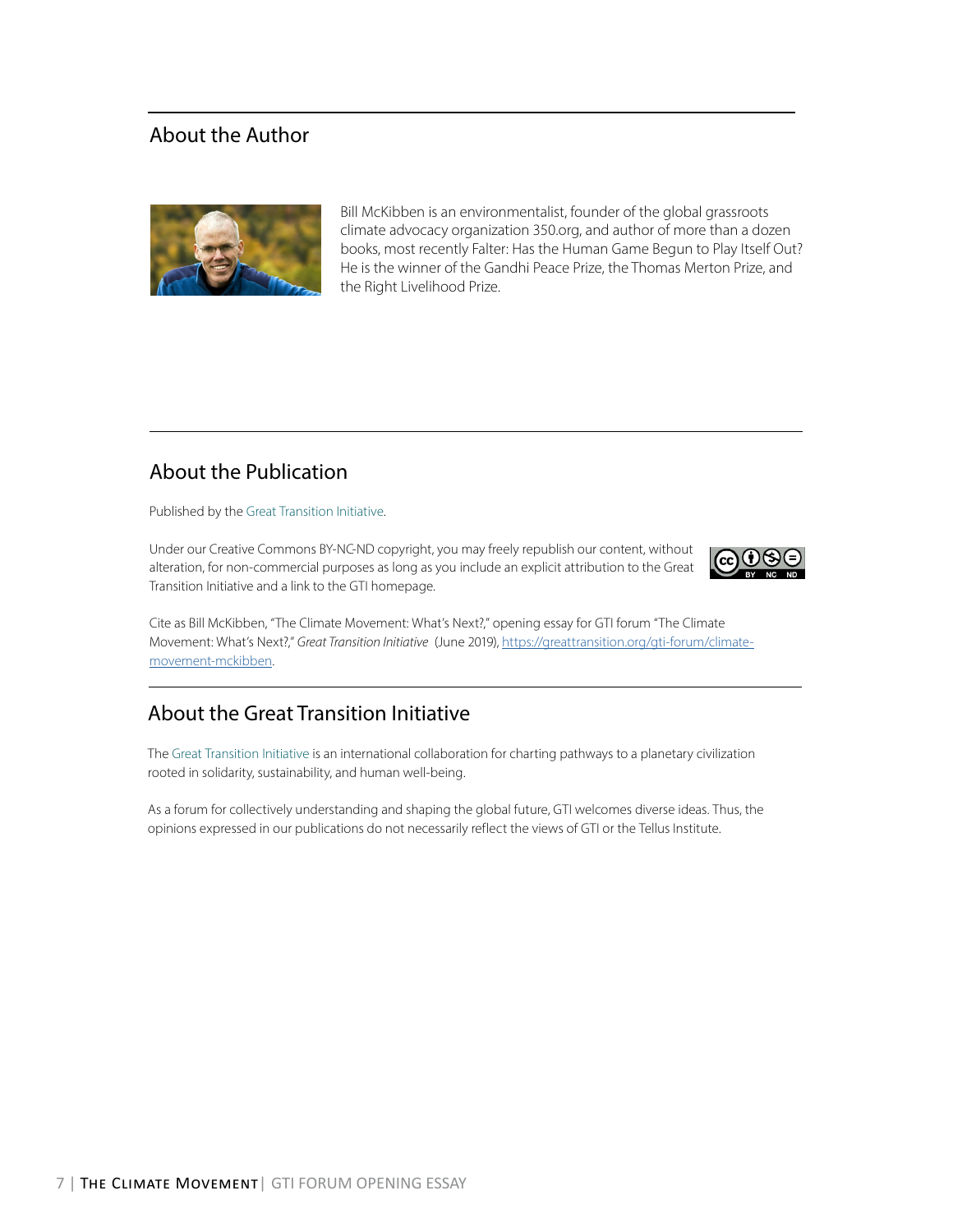## About the Author

Bill McKibben is an environmentalist, founder of the global grassroots climate advocacy organization 350.org, and author of more than a dozen books, most recently Falter: Has the Human Game Begun to Play Itself Out? He is the winner of the Gandhi Peace Prize, the Thomas Merton Prize, and the Right Livelihood Prize.

## About the Publication

Published by the Great Transition Initiative.

Under our Creative Commons BY-NC-ND copyright, you may freely republish our content, without alteration, for non-commercial purposes as long as you include an explicit attribution to the Great Transition Initiative and a link to the GTI homepage.

Cite as Bill McKibben, "The Climate Movement: What's Next?," opening essay for GTI forum "The Climate Movement: What's Next?," *Great Transition Initiative* (June 2019), https://greattransition.org/gti-forum/climate-movement-mckibben.

## About the Great Transition Initiative

The Great Transition Initiative is an international collaboration for charting pathways to a planetary civilization rooted in solidarity, sustainability, and human well-being.

As a forum for collectively understanding and shaping the global future, GTI welcomes diverse ideas. Thus, the opinions expressed in our publications do not necessarily reflect the views of GTI or the Tellus Institute.